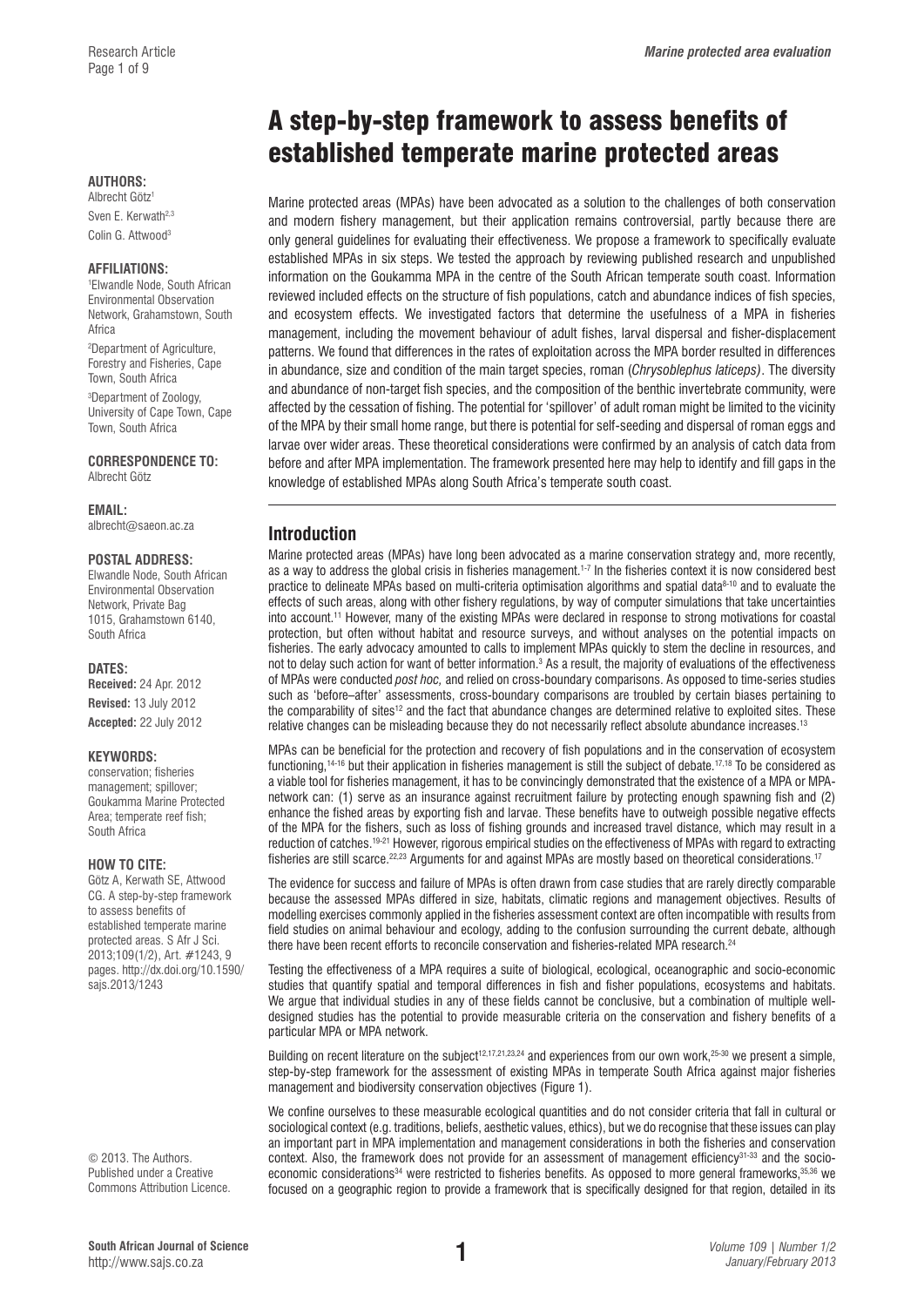# A step-by-step framework to assess benefits of established temperate marine protected areas

**AUTHORS:**
Albrecht Götz[1]
Sven E. Kerwath[2,3]
Colin G. Attwood[3]

**AFFILIATIONS:**
[1]Elwandle Node, South African Environmental Observation Network, Grahamstown, South Africa
[2]Department of Agriculture, Forestry and Fisheries, Cape Town, South Africa
[3]Department of Zoology, University of Cape Town, Cape Town, South Africa

**CORRESPONDENCE TO:**
Albrecht Götz

**EMAIL:**
albrecht@saeon.ac.za

**POSTAL ADDRESS:**
Elwandle Node, South African Environmental Observation Network, Private Bag 1015, Grahamstown 6140, South Africa

**DATES:**
**Received:** 24 Apr. 2012
**Revised:** 13 July 2012
**Accepted:** 22 July 2012

**KEYWORDS:**
conservation; fisheries management; spillover; Goukamma Marine Protected Area; temperate reef fish; South Africa

**HOW TO CITE:**
Götz A, Kerwath SE, Attwood CG. A step-by-step framework to assess benefits of established temperate marine protected areas. S Afr J Sci. 2013;109(1/2), Art. #1243, 9 pages. http://dx.doi.org/10.1590/sajs.2013/1243

© 2013. The Authors. Published under a Creative Commons Attribution Licence.

Marine protected areas (MPAs) have been advocated as a solution to the challenges of both conservation and modern fishery management, but their application remains controversial, partly because there are only general guidelines for evaluating their effectiveness. We propose a framework to specifically evaluate established MPAs in six steps. We tested the approach by reviewing published research and unpublished information on the Goukamma MPA in the centre of the South African temperate south coast. Information reviewed included effects on the structure of fish populations, catch and abundance indices of fish species, and ecosystem effects. We investigated factors that determine the usefulness of a MPA in fisheries management, including the movement behaviour of adult fishes, larval dispersal and fisher-displacement patterns. We found that differences in the rates of exploitation across the MPA border resulted in differences in abundance, size and condition of the main target species, roman (*Chrysoblephus laticeps*). The diversity and abundance of non-target fish species, and the composition of the benthic invertebrate community, were affected by the cessation of fishing. The potential for 'spillover' of adult roman might be limited to the vicinity of the MPA by their small home range, but there is potential for self-seeding and dispersal of roman eggs and larvae over wider areas. These theoretical considerations were confirmed by an analysis of catch data from before and after MPA implementation. The framework presented here may help to identify and fill gaps in the knowledge of established MPAs along South Africa's temperate south coast.

## Introduction

Marine protected areas (MPAs) have long been advocated as a marine conservation strategy and, more recently, as a way to address the global crisis in fisheries management.[1-7] In the fisheries context it is now considered best practice to delineate MPAs based on multi-criteria optimisation algorithms and spatial data[8-10] and to evaluate the effects of such areas, along with other fishery regulations, by way of computer simulations that take uncertainties into account.[11] However, many of the existing MPAs were declared in response to strong motivations for coastal protection, but often without habitat and resource surveys, and without analyses on the potential impacts on fisheries. The early advocacy amounted to calls to implement MPAs quickly to stem the decline in resources, and not to delay such action for want of better information.[3] As a result, the majority of evaluations of the effectiveness of MPAs were conducted *post hoc,* and relied on cross-boundary comparisons. As opposed to time-series studies such as 'before–after' assessments, cross-boundary comparisons are troubled by certain biases pertaining to the comparability of sites[12] and the fact that abundance changes are determined relative to exploited sites. These relative changes can be misleading because they do not necessarily reflect absolute abundance increases.[13]

MPAs can be beneficial for the protection and recovery of fish populations and in the conservation of ecosystem functioning,[14-16] but their application in fisheries management is still the subject of debate.[17,18] To be considered as a viable tool for fisheries management, it has to be convincingly demonstrated that the existence of a MPA or MPA-network can: (1) serve as an insurance against recruitment failure by protecting enough spawning fish and (2) enhance the fished areas by exporting fish and larvae. These benefits have to outweigh possible negative effects of the MPA for the fishers, such as loss of fishing grounds and increased travel distance, which may result in a reduction of catches.[19-21] However, rigorous empirical studies on the effectiveness of MPAs with regard to extracting fisheries are still scarce.[22,23] Arguments for and against MPAs are mostly based on theoretical considerations.[17]

The evidence for success and failure of MPAs is often drawn from case studies that are rarely directly comparable because the assessed MPAs differed in size, habitats, climatic regions and management objectives. Results of modelling exercises commonly applied in the fisheries assessment context are often incompatible with results from field studies on animal behaviour and ecology, adding to the confusion surrounding the current debate, although there have been recent efforts to reconcile conservation and fisheries-related MPA research.[24]

Testing the effectiveness of a MPA requires a suite of biological, ecological, oceanographic and socio-economic studies that quantify spatial and temporal differences in fish and fisher populations, ecosystems and habitats. We argue that individual studies in any of these fields cannot be conclusive, but a combination of multiple well-designed studies has the potential to provide measurable criteria on the conservation and fishery benefits of a particular MPA or MPA network.

Building on recent literature on the subject[12,17,21,23,24] and experiences from our own work,[25-30] we present a simple, step-by-step framework for the assessment of existing MPAs in temperate South Africa against major fisheries management and biodiversity conservation objectives (Figure 1).

We confine ourselves to these measurable ecological quantities and do not consider criteria that fall in cultural or sociological context (e.g. traditions, beliefs, aesthetic values, ethics), but we do recognise that these issues can play an important part in MPA implementation and management considerations in both the fisheries and conservation context. Also, the framework does not provide for an assessment of management efficiency[31-33] and the socio-economic considerations[34] were restricted to fisheries benefits. As opposed to more general frameworks,[35,36] we focused on a geographic region to provide a framework that is specifically designed for that region, detailed in its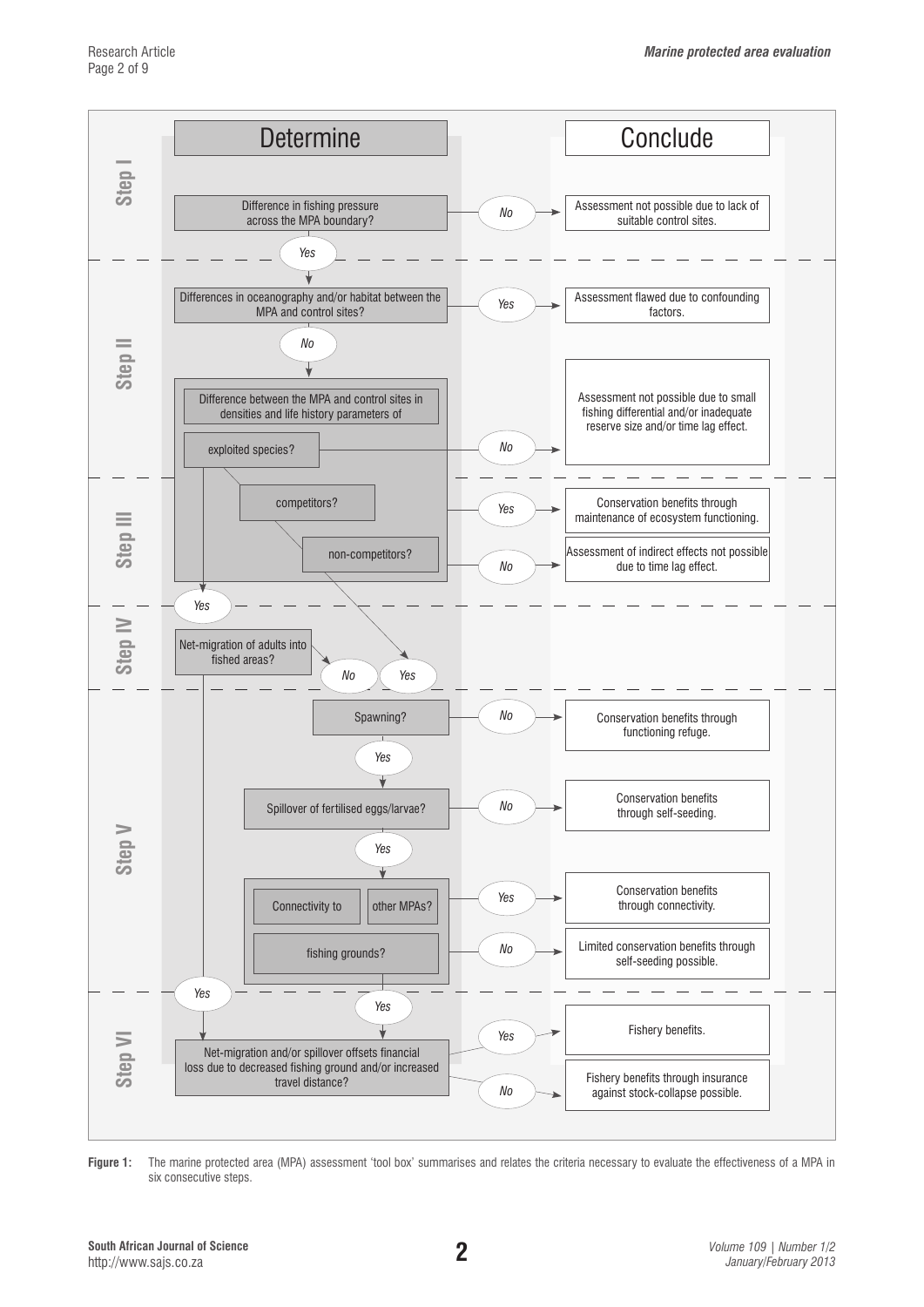| | Determine | | Conclude |
|---|---|---|---|
| **Step I** | Difference in fishing pressure across the MPA boundary? | *No* | Assessment not possible due to lack of suitable control sites. |
| | *Yes* ↓ | | |
| **Step II** | Differences in oceanography and/or habitat between the MPA and control sites? | *Yes* | Assessment flawed due to confounding factors. |
| | *No* ↓ | | |
| | Difference between the MPA and control sites in densities and life history parameters of exploited species? | *No* | Assessment not possible due to small fishing differential and/or inadequate reserve size and/or time lag effect. |
| **Step III** | competitors? | *Yes* | Conservation benefits through maintenance of ecosystem functioning. |
| | non-competitors? | *No* | Assessment of indirect effects not possible due to time lag effect. |
| | *Yes* ↓ | | |
| **Step IV** | Net-migration of adults into fished areas? | *No* / *Yes* | |
| **Step V** | Spawning? | *No* | Conservation benefits through functioning refuge. |
| | *Yes* ↓ | | |
| | Spillover of fertilised eggs/larvae? | *No* | Conservation benefits through self-seeding. |
| | *Yes* ↓ | | |
| | Connectivity to other MPAs? | *Yes* | Conservation benefits through connectivity. |
| | Connectivity to fishing grounds? | *No* | Limited conservation benefits through self-seeding possible. |
| | *Yes* ↓ | | |
| **Step VI** | Net-migration and/or spillover offsets financial loss due to decreased fishing ground and/or increased travel distance? | *Yes* | Fishery benefits. |
| | | *No* | Fishery benefits through insurance against stock-collapse possible. |

**Figure 1:** The marine protected area (MPA) assessment 'tool box' summarises and relates the criteria necessary to evaluate the effectiveness of a MPA in six consecutive steps.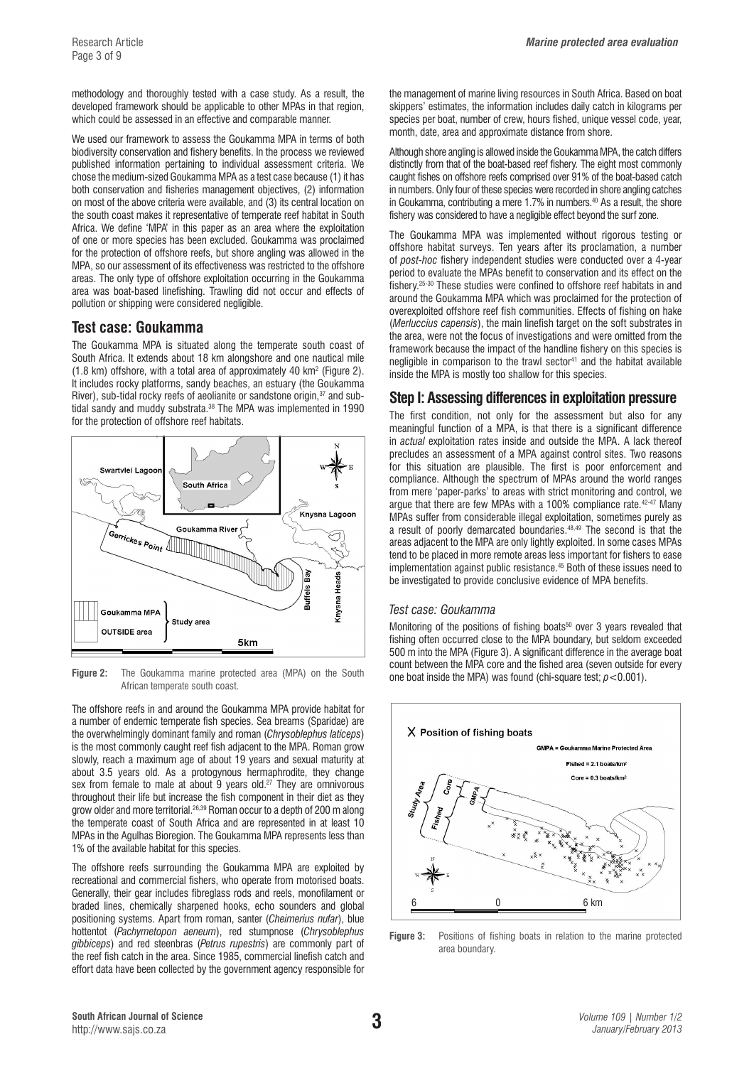methodology and thoroughly tested with a case study. As a result, the developed framework should be applicable to other MPAs in that region, which could be assessed in an effective and comparable manner.

We used our framework to assess the Goukamma MPA in terms of both biodiversity conservation and fishery benefits. In the process we reviewed published information pertaining to individual assessment criteria. We chose the medium-sized Goukamma MPA as a test case because (1) it has both conservation and fisheries management objectives, (2) information on most of the above criteria were available, and (3) its central location on the south coast makes it representative of temperate reef habitat in South Africa. We define 'MPA' in this paper as an area where the exploitation of one or more species has been excluded. Goukamma was proclaimed for the protection of offshore reefs, but shore angling was allowed in the MPA, so our assessment of its effectiveness was restricted to the offshore areas. The only type of offshore exploitation occurring in the Goukamma area was boat-based linefishing. Trawling did not occur and effects of pollution or shipping were considered negligible.

## Test case: Goukamma

The Goukamma MPA is situated along the temperate south coast of South Africa. It extends about 18 km alongshore and one nautical mile (1.8 km) offshore, with a total area of approximately 40 km$^2$ (Figure 2). It includes rocky platforms, sandy beaches, an estuary (the Goukamma River), sub-tidal rocky reefs of aeolianite or sandstone origin,[37] and sub-tidal sandy and muddy substrata.[38] The MPA was implemented in 1990 for the protection of offshore reef habitats.

**Figure 2:** The Goukamma marine protected area (MPA) on the South African temperate south coast.

The offshore reefs in and around the Goukamma MPA provide habitat for a number of endemic temperate fish species. Sea breams (Sparidae) are the overwhelmingly dominant family and roman (*Chrysoblephus laticeps*) is the most commonly caught reef fish adjacent to the MPA. Roman grow slowly, reach a maximum age of about 19 years and sexual maturity at about 3.5 years old. As a protogynous hermaphrodite, they change sex from female to male at about 9 years old.[27] They are omnivorous throughout their life but increase the fish component in their diet as they grow older and more territorial.[26,39] Roman occur to a depth of 200 m along the temperate coast of South Africa and are represented in at least 10 MPAs in the Agulhas Bioregion. The Goukamma MPA represents less than 1% of the available habitat for this species.

The offshore reefs surrounding the Goukamma MPA are exploited by recreational and commercial fishers, who operate from motorised boats. Generally, their gear includes fibreglass rods and reels, monofilament or braded lines, chemically sharpened hooks, echo sounders and global positioning systems. Apart from roman, santer (*Cheimerius nufar*), blue hottentot (*Pachymetopon aeneum*), red stumpnose (*Chrysoblephus gibbiceps*) and red steenbras (*Petrus rupestris*) are commonly part of the reef fish catch in the area. Since 1985, commercial linefish catch and effort data have been collected by the government agency responsible for the management of marine living resources in South Africa. Based on boat skippers' estimates, the information includes daily catch in kilograms per species per boat, number of crew, hours fished, unique vessel code, year, month, date, area and approximate distance from shore.

Although shore angling is allowed inside the Goukamma MPA, the catch differs distinctly from that of the boat-based reef fishery. The eight most commonly caught fishes on offshore reefs comprised over 91% of the boat-based catch in numbers. Only four of these species were recorded in shore angling catches in Goukamma, contributing a mere 1.7% in numbers.[40] As a result, the shore fishery was considered to have a negligible effect beyond the surf zone.

The Goukamma MPA was implemented without rigorous testing or offshore habitat surveys. Ten years after its proclamation, a number of *post-hoc* fishery independent studies were conducted over a 4-year period to evaluate the MPAs benefit to conservation and its effect on the fishery.[25-30] These studies were confined to offshore reef habitats in and around the Goukamma MPA which was proclaimed for the protection of overexploited offshore reef fish communities. Effects of fishing on hake (*Merluccius capensis*), the main linefish target on the soft substrates in the area, were not the focus of investigations and were omitted from the framework because the impact of the handline fishery on this species is negligible in comparison to the trawl sector[41] and the habitat available inside the MPA is mostly too shallow for this species.

## Step I: Assessing differences in exploitation pressure

The first condition, not only for the assessment but also for any meaningful function of a MPA, is that there is a significant difference in *actual* exploitation rates inside and outside the MPA. A lack thereof precludes an assessment of a MPA against control sites. Two reasons for this situation are plausible. The first is poor enforcement and compliance. Although the spectrum of MPAs around the world ranges from mere 'paper-parks' to areas with strict monitoring and control, we argue that there are few MPAs with a 100% compliance rate.[42-47] Many MPAs suffer from considerable illegal exploitation, sometimes purely as a result of poorly demarcated boundaries.[48,49] The second is that the areas adjacent to the MPA are only lightly exploited. In some cases MPAs tend to be placed in more remote areas less important for fishers to ease implementation against public resistance.[45] Both of these issues need to be investigated to provide conclusive evidence of MPA benefits.

### *Test case: Goukamma*

Monitoring of the positions of fishing boats[50] over 3 years revealed that fishing often occurred close to the MPA boundary, but seldom exceeded 500 m into the MPA (Figure 3). A significant difference in the average boat count between the MPA core and the fished area (seven outside for every one boat inside the MPA) was found (chi-square test; $p<0.001$).

**Figure 3:** Positions of fishing boats in relation to the marine protected area boundary.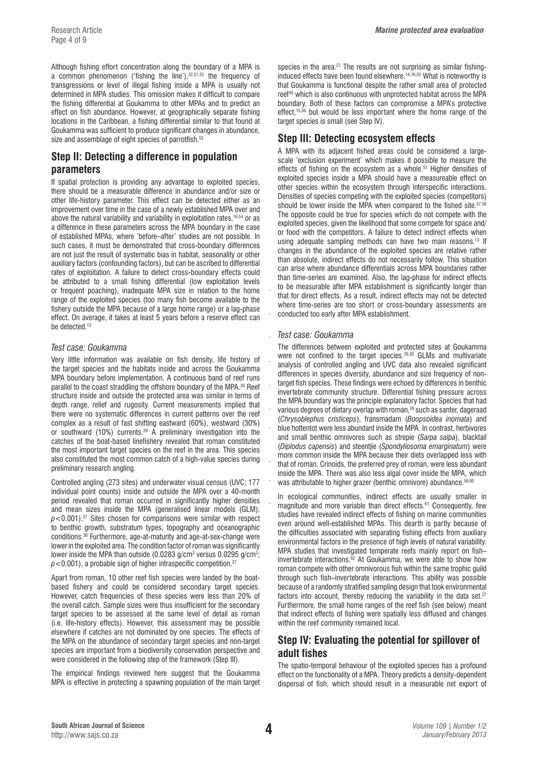Although fishing effort concentration along the boundary of a MPA is a common phenomenon ('fishing the line'),[22,51,52] the frequency of transgressions or level of illegal fishing inside a MPA is usually not determined in MPA studies. This omission makes it difficult to compare the fishing differential at Goukamma to other MPAs and to predict an effect on fish abundance. However, at geographically separate fishing locations in the Caribbean, a fishing differential similar to that found at Goukamma was sufficient to produce significant changes in abundance, size and assemblage of eight species of parrotfish.[53]

## Step II: Detecting a difference in population parameters

If spatial protection is providing any advantage to exploited species, there should be a measurable difference in abundance and/or size or other life-history parameter. This effect can be detected either as an improvement over time in the case of a newly established MPA over and above the natural variability and variability in exploitation rates,[16,54] or as a difference in these parameters across the MPA boundary in the case of established MPAs, where 'before–after' studies are not possible. In such cases, it must be demonstrated that cross-boundary differences are not just the result of systematic bias in habitat, seasonality or other auxiliary factors (confounding factors), but can be ascribed to differential rates of exploitation. A failure to detect cross-boundary effects could be attributed to a small fishing differential (low exploitation levels or frequent poaching), inadequate MPA size in relation to the home range of the exploited species (too many fish become available to the fishery outside the MPA because of a large home range) or a lag-phase effect. On average, it takes at least 5 years before a reserve effect can be detected.[13]

### *Test case: Goukamma*

Very little information was available on fish density, life history of the target species and the habitats inside and across the Goukamma MPA boundary before implementation. A continuous band of reef runs parallel to the coast straddling the offshore boundary of the MPA.[30] Reef structure inside and outside the protected area was similar in terms of depth range, relief and rugosity. Current measurements implied that there were no systematic differences in current patterns over the reef complex as a result of fast shifting eastward (60%), westward (30%) or southward (10%) currents.[29] A preliminary investigation into the catches of the boat-based linefishery revealed that roman constituted the most important target species on the reef in the area. This species also constituted the most common catch of a high-value species during preliminary research angling.

Controlled angling (273 sites) and underwater visual census (UVC; 177 individual point counts) inside and outside the MPA over a 40-month period revealed that roman occurred in significantly higher densities and mean sizes inside the MPA (generalised linear models (GLM); $p<0.001$).[27] Sites chosen for comparisons were similar with respect to benthic growth, substratum types, topography and oceanographic conditions.[30] Furthermore, age-at-maturity and age-at-sex-change were lower in the exploited area. The condition factor of roman was significantly lower inside the MPA than outside (0.0283 g/cm$^3$ versus 0.0295 g/cm$^3$; $p<0.001$), a probable sign of higher intraspecific competition.[27]

Apart from roman, 10 other reef fish species were landed by the boat-based fishery and could be considered secondary target species. However, catch frequencies of these species were less than 20% of the overall catch. Sample sizes were thus insufficient for the secondary target species to be assessed at the same level of detail as roman (i.e. life-history effects). However, this assessment may be possible elsewhere if catches are not dominated by one species. The effects of the MPA on the abundance of secondary target species and non-target species are important from a biodiversity conservation perspective and were considered in the following step of the framework (Step III).

The empirical findings reviewed here suggest that the Goukamma MPA is effective in protecting a spawning population of the main target species in the area.[27] The results are not surprising as similar fishing-induced effects have been found elsewhere.[14,16,55] What is noteworthy is that Goukamma is functional despite the rather small area of protected reef[49] which is also continuous with unprotected habitat across the MPA boundary. Both of these factors can compromise a MPA's protective effect,[15,56] but would be less important where the home range of the target species is small (see Step IV).

## Step III: Detecting ecosystem effects

A MPA with its adjacent fished areas could be considered a large-scale 'exclusion experiment' which makes it possible to measure the effects of fishing on the ecosystem as a whole.[57] Higher densities of exploited species inside a MPA should have a measureable effect on other species within the ecosystem through interspecific interactions. Densities of species competing with the exploited species (competitors) should be lower inside the MPA when compared to the fished site.[57,58] The opposite could be true for species which do not compete with the exploited species, given the likelihood that some compete for space and/or food with the competitors. A failure to detect indirect effects when using adequate sampling methods can have two main reasons.[13] If changes in the abundance of the exploited species are relative rather than absolute, indirect effects do not necessarily follow. This situation can arise where abundance differentials across MPA boundaries rather than time-series are examined. Also, the lag-phase for indirect effects to be measurable after MPA establishment is significantly longer than that for direct effects. As a result, indirect effects may not be detected where time-series are too short or cross-boundary assessments are conducted too early after MPA establishment.

### *Test case: Goukamma*

The differences between exploited and protected sites at Goukamma were not confined to the target species.[29,30] GLMs and multivariate analysis of controlled angling and UVC data also revealed significant differences in species diversity, abundance and size frequency of non-target fish species. These findings were echoed by differences in benthic invertebrate community structure. Differential fishing pressure across the MPA boundary was the principle explanatory factor. Species that had various degrees of dietary overlap with roman,[39] such as santer, dageraad (*Chrysoblephus cristiceps*), fransmadam (*Boopsoidea inornata*) and blue hottentot were less abundant inside the MPA. In contrast, herbivores and small benthic omnivores such as strepie (*Sarpa salpa*), blacktail (*Diplodus capensis*) and steentjie (*Spondyliosoma emarginatum*) were more common inside the MPA because their diets overlapped less with that of roman. Crinoids, the preferred prey of roman, were less abundant inside the MPA. There was also less algal cover inside the MPA, which was attributable to higher grazer (benthic omnivore) abundance.[59,60]

In ecological communities, indirect effects are usually smaller in magnitude and more variable than direct effects.[61] Consequently, few studies have revealed indirect effects of fishing on marine communities even around well-established MPAs. This dearth is partly because of the difficulties associated with separating fishing effects from auxiliary environmental factors in the presence of high levels of natural variability. MPA studies that investigated temperate reefs mainly report on fish–invertebrate interactions.[62] At Goukamma, we were able to show how roman compete with other omnivorous fish within the same trophic guild through such fish–invertebrate interactions. This ability was possible because of a randomly stratified sampling design that took environmental factors into account, thereby reducing the variability in the data set.[27] Furthermore, the small home ranges of the reef fish (see below) meant that indirect effects of fishing were spatially less diffused and changes within the reef community remained local.

## Step IV: Evaluating the potential for spillover of adult fishes

The spatio-temporal behaviour of the exploited species has a profound effect on the functionality of a MPA. Theory predicts a density-dependent dispersal of fish, which should result in a measurable net export of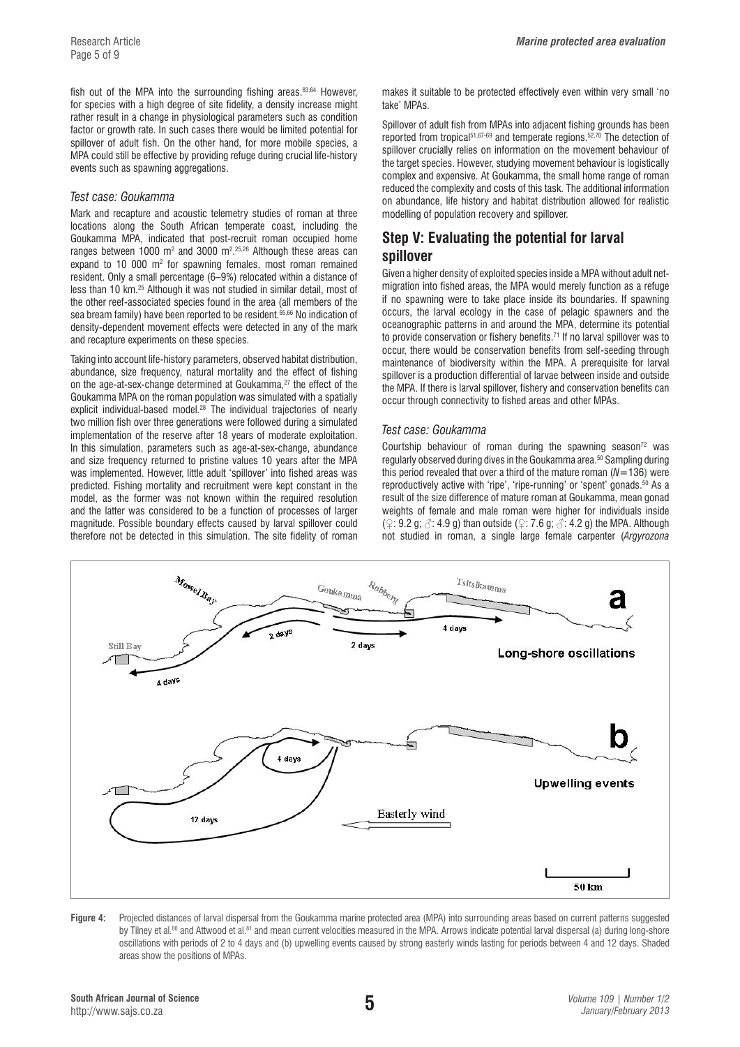fish out of the MPA into the surrounding fishing areas.[63,64] However, for species with a high degree of site fidelity, a density increase might rather result in a change in physiological parameters such as condition factor or growth rate. In such cases there would be limited potential for spillover of adult fish. On the other hand, for more mobile species, a MPA could still be effective by providing refuge during crucial life-history events such as spawning aggregations.

### *Test case: Goukamma*

Mark and recapture and acoustic telemetry studies of roman at three locations along the South African temperate coast, including the Goukamma MPA, indicated that post-recruit roman occupied home ranges between 1000 m$^2$ and 3000 m$^2$.[2,25,26] Although these areas can expand to 10 000 m$^2$ for spawning females, most roman remained resident. Only a small percentage (6–9%) relocated within a distance of less than 10 km.[25] Although it was not studied in similar detail, most of the other reef-associated species found in the area (all members of the sea bream family) have been reported to be resident.[65,66] No indication of density-dependent movement effects were detected in any of the mark and recapture experiments on these species.

Taking into account life-history parameters, observed habitat distribution, abundance, size frequency, natural mortality and the effect of fishing on the age-at-sex-change determined at Goukamma,[27] the effect of the Goukamma MPA on the roman population was simulated with a spatially explicit individual-based model.[28] The individual trajectories of nearly two million fish over three generations were followed during a simulated implementation of the reserve after 18 years of moderate exploitation. In this simulation, parameters such as age-at-sex-change, abundance and size frequency returned to pristine values 10 years after the MPA was implemented. However, little adult 'spillover' into fished areas was predicted. Fishing mortality and recruitment were kept constant in the model, as the former was not known within the required resolution and the latter was considered to be a function of processes of larger magnitude. Possible boundary effects caused by larval spillover could therefore not be detected in this simulation. The site fidelity of roman makes it suitable to be protected effectively even within very small 'no take' MPAs.

Spillover of adult fish from MPAs into adjacent fishing grounds has been reported from tropical[51,67-69] and temperate regions.[52,70] The detection of spillover crucially relies on information on the movement behaviour of the target species. However, studying movement behaviour is logistically complex and expensive. At Goukamma, the small home range of roman reduced the complexity and costs of this task. The additional information on abundance, life history and habitat distribution allowed for realistic modelling of population recovery and spillover.

## Step V: Evaluating the potential for larval spillover

Given a higher density of exploited species inside a MPA without adult net-migration into fished areas, the MPA would merely function as a refuge if no spawning were to take place inside its boundaries. If spawning occurs, the larval ecology in the case of pelagic spawners and the oceanographic patterns in and around the MPA, determine its potential to provide conservation or fishery benefits.[71] If no larval spillover was to occur, there would be conservation benefits from self-seeding through maintenance of biodiversity within the MPA. A prerequisite for larval spillover is a production differential of larvae between inside and outside the MPA. If there is larval spillover, fishery and conservation benefits can occur through connectivity to fished areas and other MPAs.

### *Test case: Goukamma*

Courtship behaviour of roman during the spawning season[72] was regularly observed during dives in the Goukamma area.[50] Sampling during this period revealed that over a third of the mature roman ($N$=136) were reproductively active with 'ripe', 'ripe-running' or 'spent' gonads.[50] As a result of the size difference of mature roman at Goukamma, mean gonad weights of female and male roman were higher for individuals inside (♀: 9.2 g; ♂: 4.9 g) than outside (♀: 7.6 g; ♂: 4.2 g) the MPA. Although not studied in roman, a single large female carpenter (*Argyrozona*

**Figure 4:** Projected distances of larval dispersal from the Goukamma marine protected area (MPA) into surrounding areas based on current patterns suggested by Tilney et al.[80] and Attwood et al.[81] and mean current velocities measured in the MPA. Arrows indicate potential larval dispersal (a) during long-shore oscillations with periods of 2 to 4 days and (b) upwelling events caused by strong easterly winds lasting for periods between 4 and 12 days. Shaded areas show the positions of MPAs.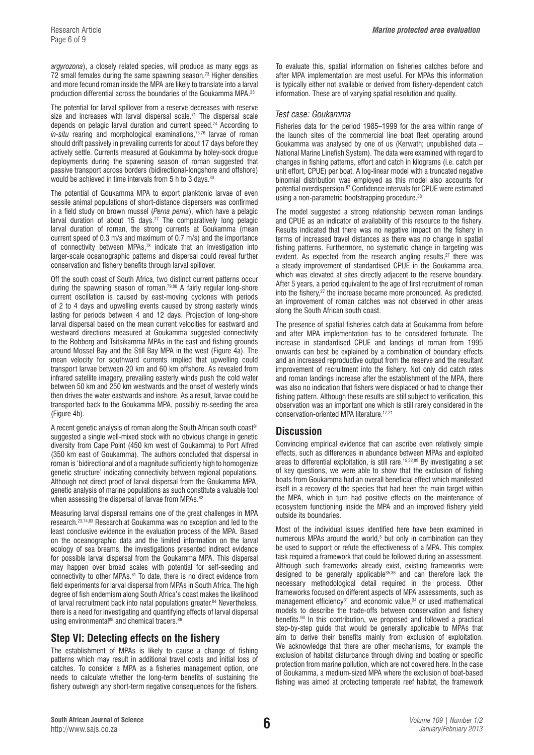*argyrozona*), a closely related species, will produce as many eggs as 72 small females during the same spawning season.[73] Higher densities and more fecund roman inside the MPA are likely to translate into a larval production differential across the boundaries of the Goukamma MPA.[28]

The potential for larval spillover from a reserve decreases with reserve size and increases with larval dispersal scale.[71] The dispersal scale depends on pelagic larval duration and current speed.[74] According to *in-situ* rearing and morphological examinations,[75,76] larvae of roman should drift passively in prevailing currents for about 17 days before they actively settle. Currents measured at Goukamma by holey-sock drogue deployments during the spawning season of roman suggested that passive transport across borders (bidirectional-longshore and offshore) would be achieved in time intervals from 5 h to 3 days.[30]

The potential of Goukamma MPA to export planktonic larvae of even sessile animal populations of short-distance dispersers was confirmed in a field study on brown mussel (*Perna perna*), which have a pelagic larval duration of about 15 days.[77] The comparatively long pelagic larval duration of roman, the strong currents at Goukamma (mean current speed of 0.3 m/s and maximum of 0.7 m/s) and the importance of connectivity between MPAs,[78] indicate that an investigation into larger-scale oceanographic patterns and dispersal could reveal further conservation and fishery benefits through larval spillover.

Off the south coast of South Africa, two distinct current patterns occur during the spawning season of roman.[79,80] A fairly regular long-shore current oscillation is caused by east-moving cyclones with periods of 2 to 4 days and upwelling events caused by strong easterly winds lasting for periods between 4 and 12 days. Projection of long-shore larval dispersal based on the mean current velocities for eastward and westward directions measured at Goukamma suggested connectivity to the Robberg and Tsitsikamma MPAs in the east and fishing grounds around Mossel Bay and the Still Bay MPA in the west (Figure 4a). The mean velocity for southward currents implied that upwelling could transport larvae between 20 km and 60 km offshore. As revealed from infrared satellite imagery, prevailing easterly winds push the cold water between 50 km and 250 km westwards and the onset of westerly winds then drives the water eastwards and inshore. As a result, larvae could be transported back to the Goukamma MPA, possibly re-seeding the area (Figure 4b).

A recent genetic analysis of roman along the South African south coast[81] suggested a single well-mixed stock with no obvious change in genetic diversity from Cape Point (450 km west of Goukamma) to Port Alfred (350 km east of Goukamma). The authors concluded that dispersal in roman is 'bidirectional and of a magnitude sufficiently high to homogenize genetic structure' indicating connectivity between regional populations. Although not direct proof of larval dispersal from the Goukamma MPA, genetic analysis of marine populations as such constitute a valuable tool when assessing the dispersal of larvae from MPAs.[82]

Measuring larval dispersal remains one of the great challenges in MPA research.[23,74,83] Research at Goukamma was no exception and led to the least conclusive evidence in the evaluation process of the MPA. Based on the oceanographic data and the limited information on the larval ecology of sea breams, the investigations presented indirect evidence for possible larval dispersal from the Goukamma MPA. This dispersal may happen over broad scales with potential for self-seeding and connectivity to other MPAs.[81] To date, there is no direct evidence from field experiments for larval dispersal from MPAs in South Africa. The high degree of fish endemism along South Africa's coast makes the likelihood of larval recruitment back into natal populations greater.[84] Nevertheless, there is a need for investigating and quantifying effects of larval dispersal using environmental[85] and chemical tracers.[86]

## Step VI: Detecting effects on the fishery

The establishment of MPAs is likely to cause a change of fishing patterns which may result in additional travel costs and initial loss of catches. To consider a MPA as a fisheries management option, one needs to calculate whether the long-term benefits of sustaining the fishery outweigh any short-term negative consequences for the fishers. To evaluate this, spatial information on fisheries catches before and after MPA implementation are most useful. For MPAs this information is typically either not available or derived from fishery-dependent catch information. These are of varying spatial resolution and quality.

### *Test case: Goukamma*

Fisheries data for the period 1985–1999 for the area within range of the launch sites of the commercial line boat fleet operating around Goukamma was analysed by one of us (Kerwath; unpublished data – National Marine Linefish System). The data were examined with regard to changes in fishing patterns, effort and catch in kilograms (i.e. catch per unit effort, CPUE) per boat. A log-linear model with a truncated negative binomial distribution was employed as this model also accounts for potential overdispersion.[87] Confidence intervals for CPUE were estimated using a non-parametric bootstrapping procedure.[88]

The model suggested a strong relationship between roman landings and CPUE as an indicator of availability of this resource to the fishery. Results indicated that there was no negative impact on the fishery in terms of increased travel distances as there was no change in spatial fishing patterns. Furthermore, no systematic change in targeting was evident. As expected from the research angling results,[27] there was a steady improvement of standardised CPUE in the Goukamma area, which was elevated at sites directly adjacent to the reserve boundary. After 5 years, a period equivalent to the age of first recruitment of roman into the fishery,[27] the increase became more pronounced. As predicted, an improvement of roman catches was not observed in other areas along the South African south coast.

The presence of spatial fisheries catch data at Goukamma from before and after MPA implementation has to be considered fortunate. The increase in standardised CPUE and landings of roman from 1995 onwards can best be explained by a combination of boundary effects and an increased reproductive output from the reserve and the resultant improvement of recruitment into the fishery. Not only did catch rates and roman landings increase after the establishment of the MPA, there was also no indication that fishers were displaced or had to change their fishing pattern. Although these results are still subject to verification, this observation was an important one which is still rarely considered in the conservation-oriented MPA literature.[17,21]

## Discussion

Convincing empirical evidence that can ascribe even relatively simple effects, such as differences in abundance between MPAs and exploited areas to differential exploitation, is still rare.[15,22,89] By investigating a set of key questions, we were able to show that the exclusion of fishing boats from Goukamma had an overall beneficial effect which manifested itself in a recovery of the species that had been the main target within the MPA, which in turn had positive effects on the maintenance of ecosystem functioning inside the MPA and an improved fishery yield outside its boundaries.

Most of the individual issues identified here have been examined in numerous MPAs around the world,[5] but only in combination can they be used to support or refute the effectiveness of a MPA. This complex task required a framework that could be followed during an assessment. Although such frameworks already exist, existing frameworks were designed to be generally applicable[35,36] and can therefore lack the necessary methodological detail required in the process. Other frameworks focused on different aspects of MPA assessments, such as management efficiency[31] and economic value,[34] or used mathematical models to describe the trade-offs between conservation and fishery benefits.[90] In this contribution, we proposed and followed a practical step-by-step guide that would be generally applicable to MPAs that aim to derive their benefits mainly from exclusion of exploitation. We acknowledge that there are other mechanisms, for example the exclusion of habitat disturbance through diving and boating or specific protection from marine pollution, which are not covered here. In the case of Goukamma, a medium-sized MPA where the exclusion of boat-based fishing was aimed at protecting temperate reef habitat, the framework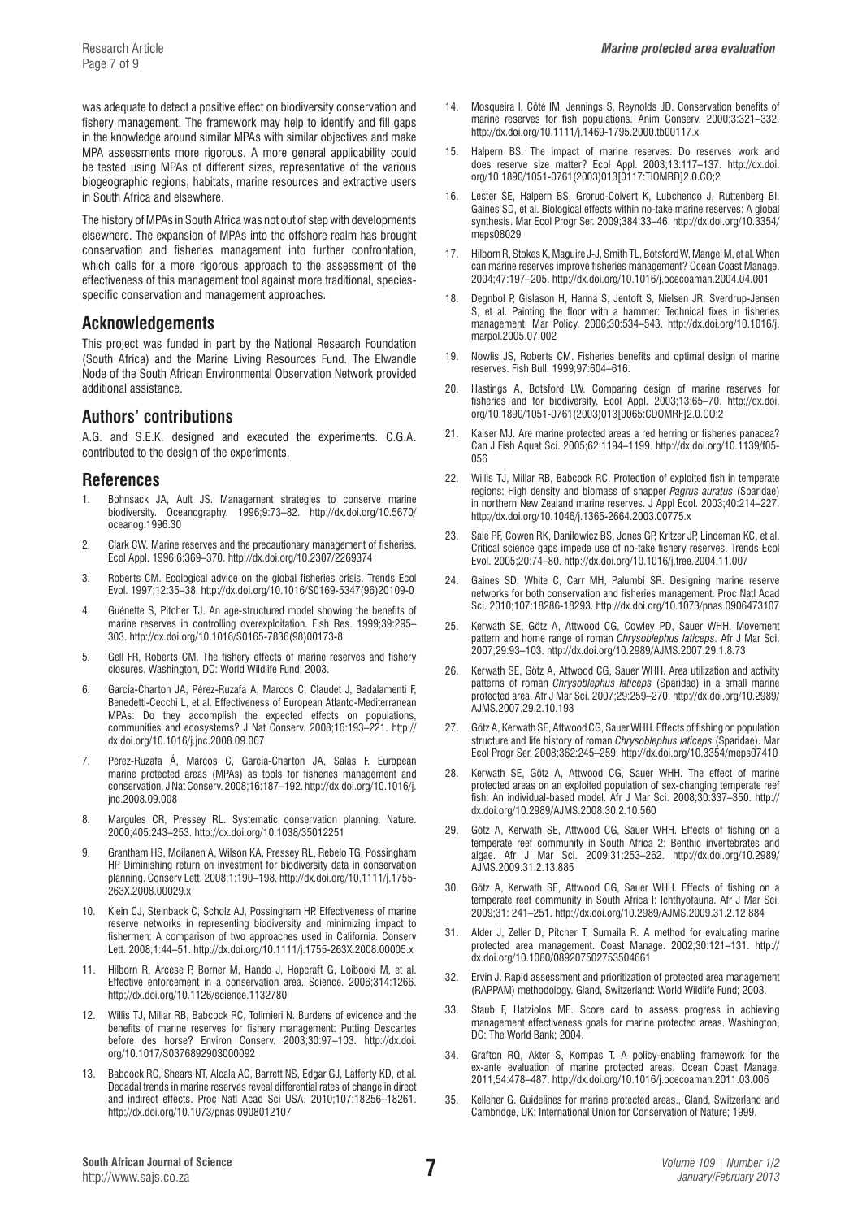was adequate to detect a positive effect on biodiversity conservation and fishery management. The framework may help to identify and fill gaps in the knowledge around similar MPAs with similar objectives and make MPA assessments more rigorous. A more general applicability could be tested using MPAs of different sizes, representative of the various biogeographic regions, habitats, marine resources and extractive users in South Africa and elsewhere.

The history of MPAs in South Africa was not out of step with developments elsewhere. The expansion of MPAs into the offshore realm has brought conservation and fisheries management into further confrontation, which calls for a more rigorous approach to the assessment of the effectiveness of this management tool against more traditional, species-specific conservation and management approaches.

## Acknowledgements

This project was funded in part by the National Research Foundation (South Africa) and the Marine Living Resources Fund. The Elwandle Node of the South African Environmental Observation Network provided additional assistance.

## Authors' contributions

A.G. and S.E.K. designed and executed the experiments. C.G.A. contributed to the design of the experiments.

## References

1. Bohnsack JA, Ault JS. Management strategies to conserve marine biodiversity. Oceanography. 1996;9:73–82. http://dx.doi.org/10.5670/oceanog.1996.30
2. Clark CW. Marine reserves and the precautionary management of fisheries. Ecol Appl. 1996;6:369–370. http://dx.doi.org/10.2307/2269374
3. Roberts CM. Ecological advice on the global fisheries crisis. Trends Ecol Evol. 1997;12:35–38. http://dx.doi.org/10.1016/S0169-5347(96)20109-0
4. Guénette S, Pitcher TJ. An age-structured model showing the benefits of marine reserves in controlling overexploitation. Fish Res. 1999;39:295–303. http://dx.doi.org/10.1016/S0165-7836(98)00173-8
5. Gell FR, Roberts CM. The fishery effects of marine reserves and fishery closures. Washington, DC: World Wildlife Fund; 2003.
6. García-Charton JA, Pérez-Ruzafa A, Marcos C, Claudet J, Badalamenti F, Benedetti-Cecchi L, et al. Effectiveness of European Atlanto-Mediterranean MPAs: Do they accomplish the expected effects on populations, communities and ecosystems? J Nat Conserv. 2008;16:193–221. http://dx.doi.org/10.1016/j.jnc.2008.09.007
7. Pérez-Ruzafa Á, Marcos C, García-Charton JA, Salas F. European marine protected areas (MPAs) as tools for fisheries management and conservation. J Nat Conserv. 2008;16:187–192. http://dx.doi.org/10.1016/j.jnc.2008.09.008
8. Margules CR, Pressey RL. Systematic conservation planning. Nature. 2000;405:243–253. http://dx.doi.org/10.1038/35012251
9. Grantham HS, Moilanen A, Wilson KA, Pressey RL, Rebelo TG, Possingham HP. Diminishing return on investment for biodiversity data in conservation planning. Conserv Lett. 2008;1:190–198. http://dx.doi.org/10.1111/j.1755-263X.2008.00029.x
10. Klein CJ, Steinback C, Scholz AJ, Possingham HP. Effectiveness of marine reserve networks in representing biodiversity and minimizing impact to fishermen: A comparison of two approaches used in California. Conserv Lett. 2008;1:44–51. http://dx.doi.org/10.1111/j.1755-263X.2008.00005.x
11. Hilborn R, Arcese P, Borner M, Hando J, Hopcraft G, Loibooki M, et al. Effective enforcement in a conservation area. Science. 2006;314:1266. http://dx.doi.org/10.1126/science.1132780
12. Willis TJ, Millar RB, Babcock RC, Tolimieri N. Burdens of evidence and the benefits of marine reserves for fishery management: Putting Descartes before des horse? Environ Conserv. 2003;30:97–103. http://dx.doi.org/10.1017/S0376892903000092
13. Babcock RC, Shears NT, Alcala AC, Barrett NS, Edgar GJ, Lafferty KD, et al. Decadal trends in marine reserves reveal differential rates of change in direct and indirect effects. Proc Natl Acad Sci USA. 2010;107:18256–18261. http://dx.doi.org/10.1073/pnas.0908012107
14. Mosqueira I, Côté IM, Jennings S, Reynolds JD. Conservation benefits of marine reserves for fish populations. Anim Conserv. 2000;3:321–332. http://dx.doi.org/10.1111/j.1469-1795.2000.tb00117.x
15. Halpern BS. The impact of marine reserves: Do reserves work and does reserve size matter? Ecol Appl. 2003;13:117–137. http://dx.doi.org/10.1890/1051-0761(2003)013[0117:TIOMRD]2.0.CO;2
16. Lester SE, Halpern BS, Grorud-Colvert K, Lubchenco J, Ruttenberg BI, Gaines SD, et al. Biological effects within no-take marine reserves: A global synthesis. Mar Ecol Progr Ser. 2009;384:33–46. http://dx.doi.org/10.3354/meps08029
17. Hilborn R, Stokes K, Maguire J-J, Smith TL, Botsford W, Mangel M, et al. When can marine reserves improve fisheries management? Ocean Coast Manage. 2004;47:197–205. http://dx.doi.org/10.1016/j.ocecoaman.2004.04.001
18. Degnbol P, Gislason H, Hanna S, Jentoft S, Nielsen JR, Sverdrup-Jensen S, et al. Painting the floor with a hammer: Technical fixes in fisheries management. Mar Policy. 2006;30:534–543. http://dx.doi.org/10.1016/j.marpol.2005.07.002
19. Nowlis JS, Roberts CM. Fisheries benefits and optimal design of marine reserves. Fish Bull. 1999;97:604–616.
20. Hastings A, Botsford LW. Comparing design of marine reserves for fisheries and for biodiversity. Ecol Appl. 2003;13:65–70. http://dx.doi.org/10.1890/1051-0761(2003)013[0065:CDOMRF]2.0.CO;2
21. Kaiser MJ. Are marine protected areas a red herring or fisheries panacea? Can J Fish Aquat Sci. 2005;62:1194–1199. http://dx.doi.org/10.1139/f05-056
22. Willis TJ, Millar RB, Babcock RC. Protection of exploited fish in temperate regions: High density and biomass of snapper *Pagrus auratus* (Sparidae) in northern New Zealand marine reserves. J Appl Ecol. 2003;40:214–227. http://dx.doi.org/10.1046/j.1365-2664.2003.00775.x
23. Sale PF, Cowen RK, Danilowicz BS, Jones GP, Kritzer JP, Lindeman KC, et al. Critical science gaps impede use of no-take fishery reserves. Trends Ecol Evol. 2005;20:74–80. http://dx.doi.org/10.1016/j.tree.2004.11.007
24. Gaines SD, White C, Carr MH, Palumbi SR. Designing marine reserve networks for both conservation and fisheries management. Proc Natl Acad Sci. 2010;107:18286-18293. http://dx.doi.org/10.1073/pnas.0906473107
25. Kerwath SE, Götz A, Attwood CG, Cowley PD, Sauer WHH. Movement pattern and home range of roman *Chrysoblephus laticeps*. Afr J Mar Sci. 2007;29:93–103. http://dx.doi.org/10.2989/AJMS.2007.29.1.8.73
26. Kerwath SE, Götz A, Attwood CG, Sauer WHH. Area utilization and activity patterns of roman *Chrysoblephus laticeps* (Sparidae) in a small marine protected area. Afr J Mar Sci. 2007;29:259–270. http://dx.doi.org/10.2989/AJMS.2007.29.2.10.193
27. Götz A, Kerwath SE, Attwood CG, Sauer WHH. Effects of fishing on population structure and life history of roman *Chrysoblephus laticeps* (Sparidae). Mar Ecol Progr Ser. 2008;362:245–259. http://dx.doi.org/10.3354/meps07410
28. Kerwath SE, Götz A, Attwood CG, Sauer WHH. The effect of marine protected areas on an exploited population of sex-changing temperate reef fish: An individual-based model. Afr J Mar Sci. 2008;30:337–350. http://dx.doi.org/10.2989/AJMS.2008.30.2.10.560
29. Götz A, Kerwath SE, Attwood CG, Sauer WHH. Effects of fishing on a temperate reef community in South Africa 2: Benthic invertebrates and algae. Afr J Mar Sci. 2009;31:253–262. http://dx.doi.org/10.2989/AJMS.2009.31.2.13.885
30. Götz A, Kerwath SE, Attwood CG, Sauer WHH. Effects of fishing on a temperate reef community in South Africa I: Ichthyofauna. Afr J Mar Sci. 2009;31: 241–251. http://dx.doi.org/10.2989/AJMS.2009.31.2.12.884
31. Alder J, Zeller D, Pitcher T, Sumaila R. A method for evaluating marine protected area management. Coast Manage. 2002;30:121–131. http://dx.doi.org/10.1080/089207502753504661
32. Ervin J. Rapid assessment and prioritization of protected area management (RAPPAM) methodology. Gland, Switzerland: World Wildlife Fund; 2003.
33. Staub F, Hatziolos ME. Score card to assess progress in achieving management effectiveness goals for marine protected areas. Washington, DC: The World Bank; 2004.
34. Grafton RQ, Akter S, Kompas T. A policy-enabling framework for the ex-ante evaluation of marine protected areas. Ocean Coast Manage. 2011;54:478–487. http://dx.doi.org/10.1016/j.ocecoaman.2011.03.006
35. Kelleher G. Guidelines for marine protected areas., Gland, Switzerland and Cambridge, UK: International Union for Conservation of Nature; 1999.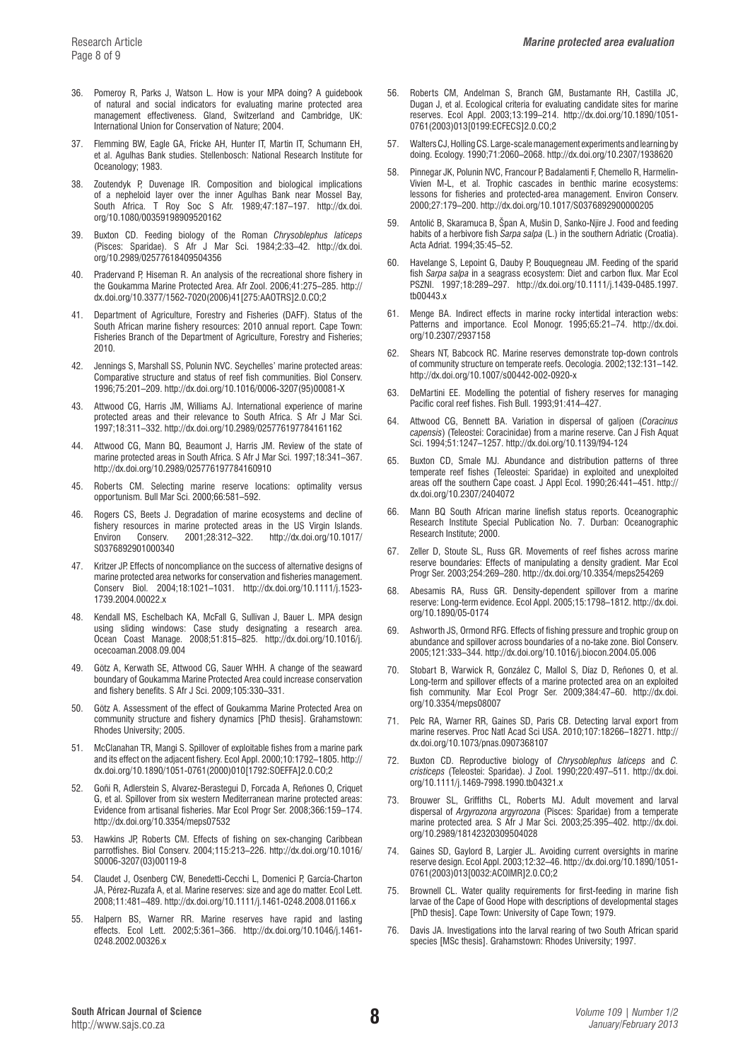36. Pomeroy R, Parks J, Watson L. How is your MPA doing? A guidebook of natural and social indicators for evaluating marine protected area management effectiveness. Gland, Switzerland and Cambridge, UK: International Union for Conservation of Nature; 2004.

37. Flemming BW, Eagle GA, Fricke AH, Hunter IT, Martin IT, Schumann EH, et al. Agulhas Bank studies. Stellenbosch: National Research Institute for Oceanology; 1983.

38. Zoutendyk P, Duvenage IR. Composition and biological implications of a nepheloid layer over the inner Agulhas Bank near Mossel Bay, South Africa. T Roy Soc S Afr. 1989;47:187–197. http://dx.doi.org/10.1080/00359198909520162

39. Buxton CD. Feeding biology of the Roman *Chrysoblephus laticeps* (Pisces: Sparidae). S Afr J Mar Sci. 1984;2:33–42. http://dx.doi.org/10.2989/02577618409504356

40. Pradervand P, Hiseman R. An analysis of the recreational shore fishery in the Goukamma Marine Protected Area. Afr Zool. 2006;41:275–285. http://dx.doi.org/10.3377/1562-7020(2006)41[275:AAOTRS]2.0.CO;2

41. Department of Agriculture, Forestry and Fisheries (DAFF). Status of the South African marine fishery resources: 2010 annual report. Cape Town: Fisheries Branch of the Department of Agriculture, Forestry and Fisheries; 2010.

42. Jennings S, Marshall SS, Polunin NVC. Seychelles' marine protected areas: Comparative structure and status of reef fish communities. Biol Conserv. 1996;75:201–209. http://dx.doi.org/10.1016/0006-3207(95)00081-X

43. Attwood CG, Harris JM, Williams AJ. International experience of marine protected areas and their relevance to South Africa. S Afr J Mar Sci. 1997;18:311–332. http://dx.doi.org/10.2989/025776197784161162

44. Attwood CG, Mann BQ, Beaumont J, Harris JM. Review of the state of marine protected areas in South Africa. S Afr J Mar Sci. 1997;18:341–367. http://dx.doi.org/10.2989/025776197784160910

45. Roberts CM. Selecting marine reserve locations: optimality versus opportunism. Bull Mar Sci. 2000;66:581–592.

46. Rogers CS, Beets J. Degradation of marine ecosystems and decline of fishery resources in marine protected areas in the US Virgin Islands. Environ Conserv. 2001;28:312–322. http://dx.doi.org/10.1017/S0376892901000340

47. Kritzer JP. Effects of noncompliance on the success of alternative designs of marine protected area networks for conservation and fisheries management. Conserv Biol. 2004;18:1021–1031. http://dx.doi.org/10.1111/j.1523-1739.2004.00022.x

48. Kendall MS, Eschelbach KA, McFall G, Sullivan J, Bauer L. MPA design using sliding windows: Case study designating a research area. Ocean Coast Manage. 2008;51:815–825. http://dx.doi.org/10.1016/j.ocecoaman.2008.09.004

49. Götz A, Kerwath SE, Attwood CG, Sauer WHH. A change of the seaward boundary of Goukamma Marine Protected Area could increase conservation and fishery benefits. S Afr J Sci. 2009;105:330–331.

50. Götz A. Assessment of the effect of Goukamma Marine Protected Area on community structure and fishery dynamics [PhD thesis]. Grahamstown: Rhodes University; 2005.

51. McClanahan TR, Mangi S. Spillover of exploitable fishes from a marine park and its effect on the adjacent fishery. Ecol Appl. 2000;10:1792–1805. http://dx.doi.org/10.1890/1051-0761(2000)010[1792:SOEFFA]2.0.CO;2

52. Goñi R, Adlerstein S, Alvarez-Berastegui D, Forcada A, Reñones O, Criquet G, et al. Spillover from six western Mediterranean marine protected areas: Evidence from artisanal fisheries. Mar Ecol Progr Ser. 2008;366:159–174. http://dx.doi.org/10.3354/meps07532

53. Hawkins JP, Roberts CM. Effects of fishing on sex-changing Caribbean parrotfishes. Biol Conserv. 2004;115:213–226. http://dx.doi.org/10.1016/S0006-3207(03)00119-8

54. Claudet J, Osenberg CW, Benedetti-Cecchi L, Domenici P, García-Charton JA, Pérez-Ruzafa A, et al. Marine reserves: size and age do matter. Ecol Lett. 2008;11:481–489. http://dx.doi.org/10.1111/j.1461-0248.2008.01166.x

55. Halpern BS, Warner RR. Marine reserves have rapid and lasting effects. Ecol Lett. 2002;5:361–366. http://dx.doi.org/10.1046/j.1461-0248.2002.00326.x

56. Roberts CM, Andelman S, Branch GM, Bustamante RH, Castilla JC, Dugan J, et al. Ecological criteria for evaluating candidate sites for marine reserves. Ecol Appl. 2003;13:199–214. http://dx.doi.org/10.1890/1051-0761(2003)013[0199:ECFECS]2.0.CO;2

57. Walters CJ, Holling CS. Large-scale management experiments and learning by doing. Ecology. 1990;71:2060–2068. http://dx.doi.org/10.2307/1938620

58. Pinnegar JK, Polunin NVC, Francour P, Badalamenti F, Chemello R, Harmelin-Vivien M-L, et al. Trophic cascades in benthic marine ecosystems: lessons for fisheries and protected-area management. Environ Conserv. 2000;27:179–200. http://dx.doi.org/10.1017/S0376892900000205

59. Antolić B, Skaramuca B, Špan A, Mušin D, Sanko-Njire J. Food and feeding habits of a herbivore fish *Sarpa salpa* (L.) in the southern Adriatic (Croatia). Acta Adriat. 1994;35:45–52.

60. Havelange S, Lepoint G, Dauby P, Bouquegneau JM. Feeding of the sparid fish *Sarpa salpa* in a seagrass ecosystem: Diet and carbon flux. Mar Ecol PSZNI. 1997;18:289–297. http://dx.doi.org/10.1111/j.1439-0485.1997.tb00443.x

61. Menge BA. Indirect effects in marine rocky intertidal interaction webs: Patterns and importance. Ecol Monogr. 1995;65:21–74. http://dx.doi.org/10.2307/2937158

62. Shears NT, Babcock RC. Marine reserves demonstrate top-down controls of community structure on temperate reefs. Oecologia. 2002;132:131–142. http://dx.doi.org/10.1007/s00442-002-0920-x

63. DeMartini EE. Modelling the potential of fishery reserves for managing Pacific coral reef fishes. Fish Bull. 1993;91:414–427.

64. Attwood CG, Bennett BA. Variation in dispersal of galjoen (*Coracinus capensis*) (Teleostei: Coracinidae) from a marine reserve. Can J Fish Aquat Sci. 1994;51:1247–1257. http://dx.doi.org/10.1139/f94-124

65. Buxton CD, Smale MJ. Abundance and distribution patterns of three temperate reef fishes (Teleostei: Sparidae) in exploited and unexploited areas off the southern Cape coast. J Appl Ecol. 1990;26:441–451. http://dx.doi.org/10.2307/2404072

66. Mann BQ South African marine linefish status reports. Oceanographic Research Institute Special Publication No. 7. Durban: Oceanographic Research Institute; 2000.

67. Zeller D, Stoute SL, Russ GR. Movements of reef fishes across marine reserve boundaries: Effects of manipulating a density gradient. Mar Ecol Progr Ser. 2003;254:269–280. http://dx.doi.org/10.3354/meps254269

68. Abesamis RA, Russ GR. Density-dependent spillover from a marine reserve: Long-term evidence. Ecol Appl. 2005;15:1798–1812. http://dx.doi.org/10.1890/05-0174

69. Ashworth JS, Ormond RFG. Effects of fishing pressure and trophic group on abundance and spillover across boundaries of a no-take zone. Biol Conserv. 2005;121:333–344. http://dx.doi.org/10.1016/j.biocon.2004.05.006

70. Stobart B, Warwick R, González C, Mallol S, Díaz D, Reñones O, et al. Long-term and spillover effects of a marine protected area on an exploited fish community. Mar Ecol Progr Ser. 2009;384:47–60. http://dx.doi.org/10.3354/meps08007

71. Pelc RA, Warner RR, Gaines SD, Paris CB. Detecting larval export from marine reserves. Proc Natl Acad Sci USA. 2010;107:18266–18271. http://dx.doi.org/10.1073/pnas.0907368107

72. Buxton CD. Reproductive biology of *Chrysoblephus laticeps* and *C. cristiceps* (Teleostei: Sparidae). J Zool. 1990;220:497–511. http://dx.doi.org/10.1111/j.1469-7998.1990.tb04321.x

73. Brouwer SL, Griffiths CL, Roberts MJ. Adult movement and larval dispersal of *Argyrozona argyrozona* (Pisces: Sparidae) from a temperate marine protected area. S Afr J Mar Sci. 2003;25:395–402. http://dx.doi.org/10.2989/18142320309504028

74. Gaines SD, Gaylord B, Largier JL. Avoiding current oversights in marine reserve design. Ecol Appl. 2003;12:32–46. http://dx.doi.org/10.1890/1051-0761(2003)013[0032:ACOIMR]2.0.CO;2

75. Brownell CL. Water quality requirements for first-feeding in marine fish larvae of the Cape of Good Hope with descriptions of developmental stages [PhD thesis]. Cape Town: University of Cape Town; 1979.

76. Davis JA. Investigations into the larval rearing of two South African sparid species [MSc thesis]. Grahamstown: Rhodes University; 1997.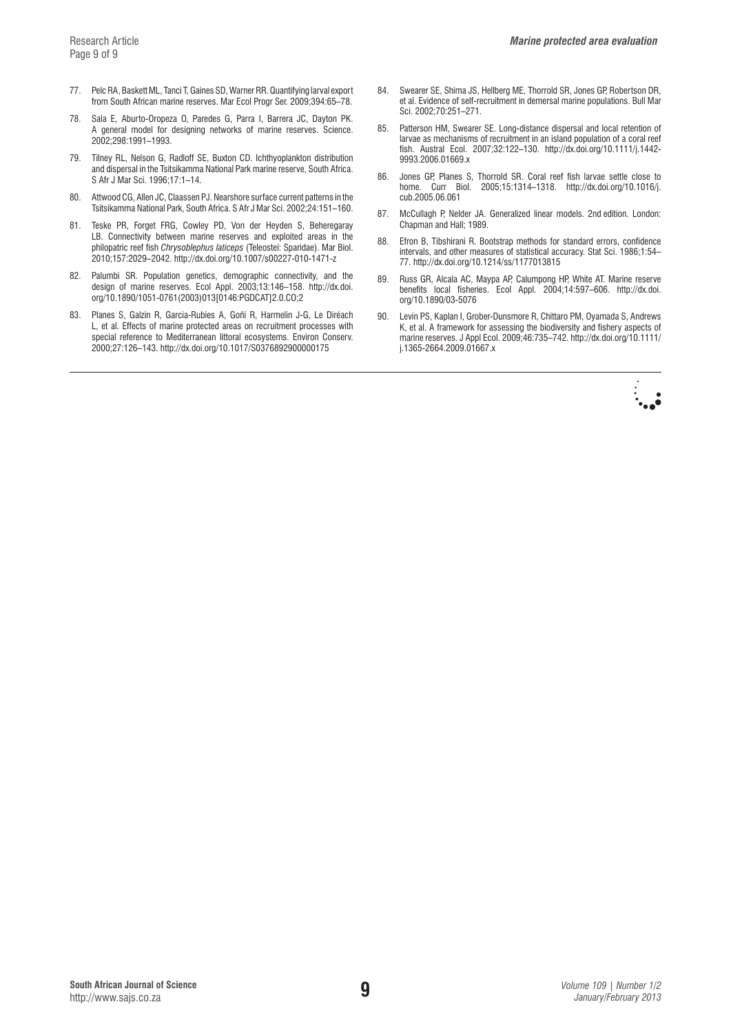77. Pelc RA, Baskett ML, Tanci T, Gaines SD, Warner RR. Quantifying larval export from South African marine reserves. Mar Ecol Progr Ser. 2009;394:65–78.

78. Sala E, Aburto-Oropeza O, Paredes G, Parra I, Barrera JC, Dayton PK. A general model for designing networks of marine reserves. Science. 2002;298:1991–1993.

79. Tilney RL, Nelson G, Radloff SE, Buxton CD. Ichthyoplankton distribution and dispersal in the Tsitsikamma National Park marine reserve, South Africa. S Afr J Mar Sci. 1996;17:1–14.

80. Attwood CG, Allen JC, Claassen PJ. Nearshore surface current patterns in the Tsitsikamma National Park, South Africa. S Afr J Mar Sci. 2002;24:151–160.

81. Teske PR, Forget FRG, Cowley PD, Von der Heyden S, Beheregaray LB. Connectivity between marine reserves and exploited areas in the philopatric reef fish *Chrysoblephus laticeps* (Teleostei: Sparidae). Mar Biol. 2010;157:2029–2042. http://dx.doi.org/10.1007/s00227-010-1471-z

82. Palumbi SR. Population genetics, demographic connectivity, and the design of marine reserves. Ecol Appl. 2003;13:146–158. http://dx.doi.org/10.1890/1051-0761(2003)013[0146:PGDCAT]2.0.CO;2

83. Planes S, Galzin R, Garcia-Rubies A, Goñi R, Harmelin J-G, Le Diréach L, et al. Effects of marine protected areas on recruitment processes with special reference to Mediterranean littoral ecosystems. Environ Conserv. 2000;27:126–143. http://dx.doi.org/10.1017/S0376892900000175

84. Swearer SE, Shima JS, Hellberg ME, Thorrold SR, Jones GP, Robertson DR, et al. Evidence of self-recruitment in demersal marine populations. Bull Mar Sci. 2002;70:251–271.

85. Patterson HM, Swearer SE. Long-distance dispersal and local retention of larvae as mechanisms of recruitment in an island population of a coral reef fish. Austral Ecol. 2007;32:122–130. http://dx.doi.org/10.1111/j.1442-9993.2006.01669.x

86. Jones GP, Planes S, Thorrold SR. Coral reef fish larvae settle close to home. Curr Biol. 2005;15:1314–1318. http://dx.doi.org/10.1016/j.cub.2005.06.061

87. McCullagh P, Nelder JA. Generalized linear models. 2nd edition. London: Chapman and Hall; 1989.

88. Efron B, Tibshirani R. Bootstrap methods for standard errors, confidence intervals, and other measures of statistical accuracy. Stat Sci. 1986;1:54–77. http://dx.doi.org/10.1214/ss/1177013815

89. Russ GR, Alcala AC, Maypa AP, Calumpong HP, White AT. Marine reserve benefits local fisheries. Ecol Appl. 2004;14:597–606. http://dx.doi.org/10.1890/03-5076

90. Levin PS, Kaplan I, Grober-Dunsmore R, Chittaro PM, Oyamada S, Andrews K, et al. A framework for assessing the biodiversity and fishery aspects of marine reserves. J Appl Ecol. 2009;46:735–742. http://dx.doi.org/10.1111/j.1365-2664.2009.01667.x